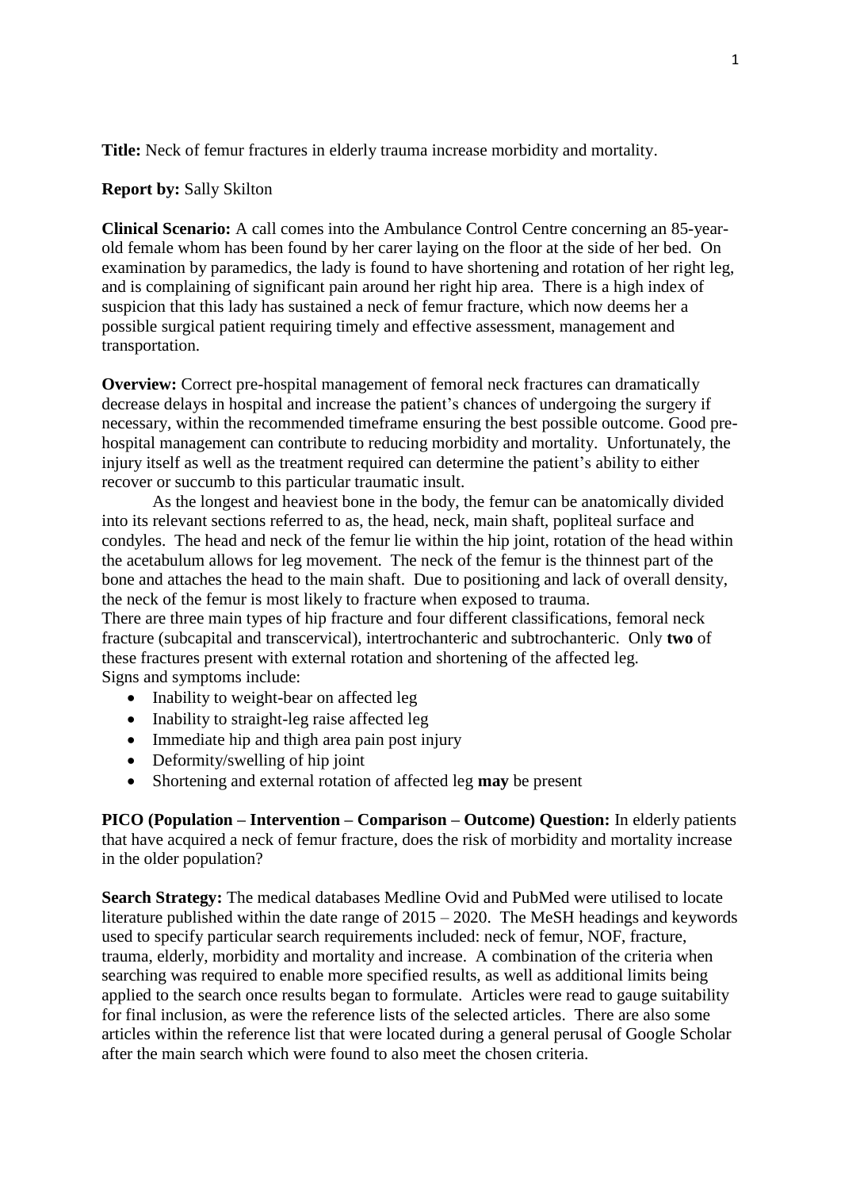**Title:** Neck of femur fractures in elderly trauma increase morbidity and mortality.

**Report by:** Sally Skilton

**Clinical Scenario:** A call comes into the Ambulance Control Centre concerning an 85-year-old female whom has been found by her carer laying on the floor at the side of her bed. On examination by paramedics, the lady is found to have shortening and rotation of her right leg, and is complaining of significant pain around her right hip area. There is a high index of suspicion that this lady has sustained a neck of femur fracture, which now deems her a possible surgical patient requiring timely and effective assessment, management and transportation.

**Overview:** Correct pre-hospital management of femoral neck fractures can dramatically decrease delays in hospital and increase the patient's chances of undergoing the surgery if necessary, within the recommended timeframe ensuring the best possible outcome. Good pre-hospital management can contribute to reducing morbidity and mortality. Unfortunately, the injury itself as well as the treatment required can determine the patient's ability to either recover or succumb to this particular traumatic insult.

As the longest and heaviest bone in the body, the femur can be anatomically divided into its relevant sections referred to as, the head, neck, main shaft, popliteal surface and condyles. The head and neck of the femur lie within the hip joint, rotation of the head within the acetabulum allows for leg movement. The neck of the femur is the thinnest part of the bone and attaches the head to the main shaft. Due to positioning and lack of overall density, the neck of the femur is most likely to fracture when exposed to trauma.

There are three main types of hip fracture and four different classifications, femoral neck fracture (subcapital and transcervical), intertrochanteric and subtrochanteric. Only **two** of these fractures present with external rotation and shortening of the affected leg.

Signs and symptoms include:

- Inability to weight-bear on affected leg
- Inability to straight-leg raise affected leg
- Immediate hip and thigh area pain post injury
- Deformity/swelling of hip joint
- Shortening and external rotation of affected leg **may** be present

**PICO (Population – Intervention – Comparison – Outcome) Question:** In elderly patients that have acquired a neck of femur fracture, does the risk of morbidity and mortality increase in the older population?

**Search Strategy:** The medical databases Medline Ovid and PubMed were utilised to locate literature published within the date range of 2015 – 2020. The MeSH headings and keywords used to specify particular search requirements included: neck of femur, NOF, fracture, trauma, elderly, morbidity and mortality and increase. A combination of the criteria when searching was required to enable more specified results, as well as additional limits being applied to the search once results began to formulate. Articles were read to gauge suitability for final inclusion, as were the reference lists of the selected articles. There are also some articles within the reference list that were located during a general perusal of Google Scholar after the main search which were found to also meet the chosen criteria.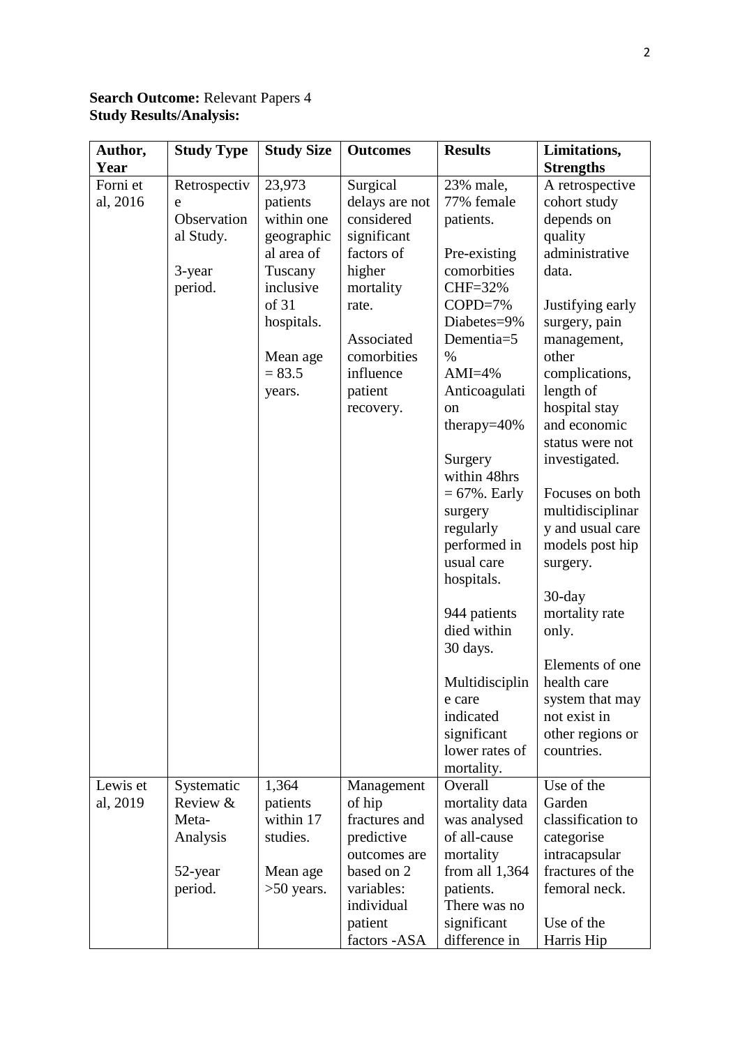**Search Outcome:** Relevant Papers 4
**Study Results/Analysis:**

| Author, Year | Study Type | Study Size | Outcomes | Results | Limitations, Strengths |
|---|---|---|---|---|---|
| Forni et al, 2016 | Retrospective Observational Study. 3-year period. | 23,973 patients within one geographical area of Tuscany inclusive of 31 hospitals. Mean age = 83.5 years. | Surgical delays are not considered significant factors of higher mortality rate. Associated comorbities influence patient recovery. | 23% male, 77% female patients. Pre-existing comorbities CHF=32% COPD=7% Diabetes=9% Dementia=5 % AMI=4% Anticoagulation therapy=40% Surgery within 48hrs = 67%. Early surgery regularly performed in usual care hospitals. 944 patients died within 30 days. Multidisciplin e care indicated significant lower rates of mortality. | A retrospective cohort study depends on quality administrative data. Justifying early surgery, pain management, other complications, length of hospital stay and economic status were not investigated. Focuses on both multidisciplinary and usual care models post hip surgery. 30-day mortality rate only. Elements of one health care system that may not exist in other regions or countries. |
| Lewis et al, 2019 | Systematic Review & Meta-Analysis 52-year period. | 1,364 patients within 17 studies. Mean age >50 years. | Management of hip fractures and predictive outcomes are based on 2 variables: individual patient factors -ASA | Overall mortality data was analysed of all-cause mortality from all 1,364 patients. There was no significant difference in | Use of the Garden classification to categorise intracapsular fractures of the femoral neck. Use of the Harris Hip |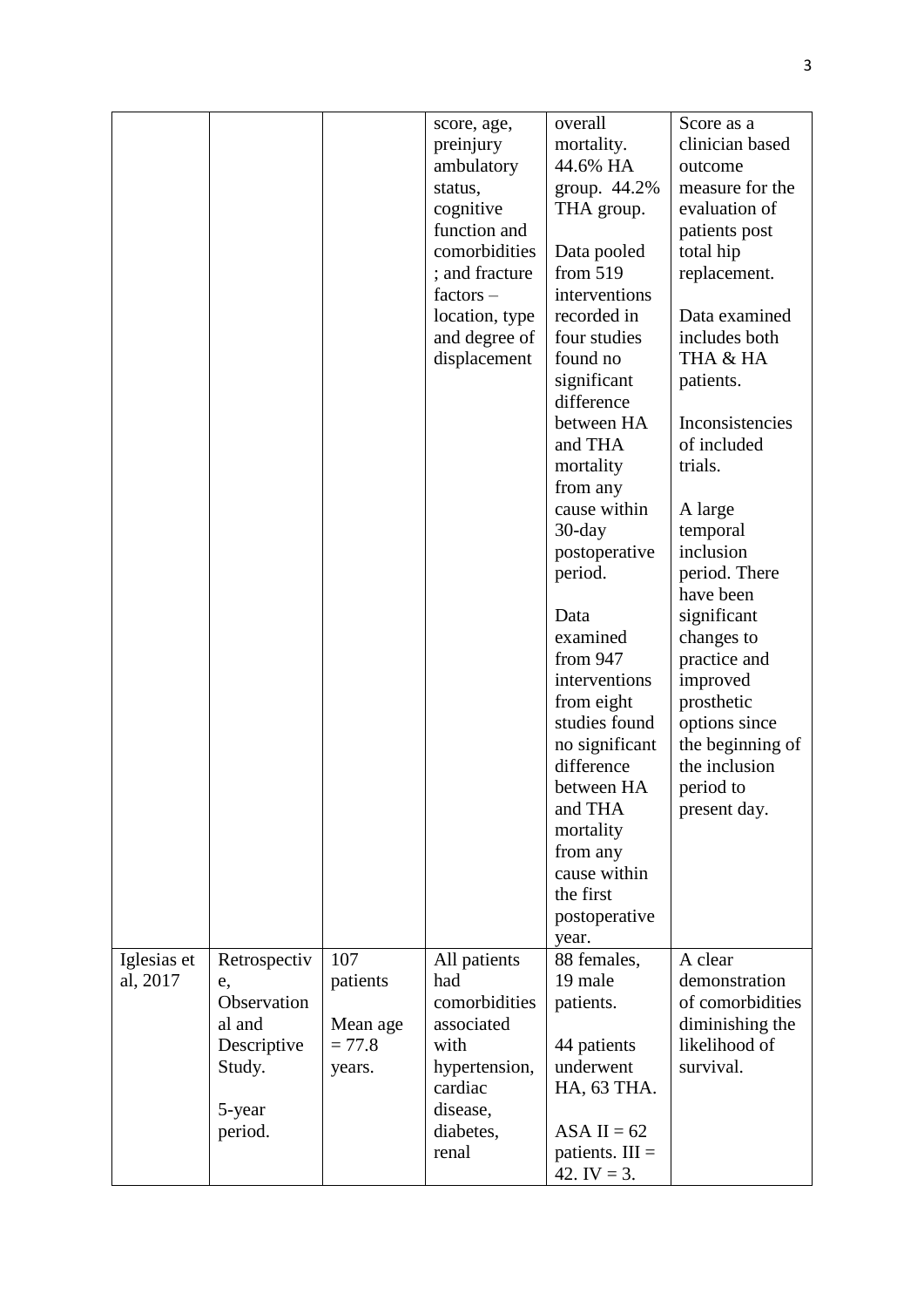| | | | | | |
|---|---|---|---|---|---|
| | | | score, age, preinjury ambulatory status, cognitive function and comorbidities; and fracture factors – location, type and degree of displacement | overall mortality. 44.6% HA group. 44.2% THA group.<br><br>Data pooled from 519 interventions recorded in four studies found no significant difference between HA and THA mortality from any cause within 30-day postoperative period.<br><br>Data examined from 947 interventions from eight studies found no significant difference between HA and THA mortality from any cause within the first postoperative year. | Score as a clinician based outcome measure for the evaluation of patients post total hip replacement.<br><br>Data examined includes both THA & HA patients.<br><br>Inconsistencies of included trials.<br><br>A large temporal inclusion period. There have been significant changes to practice and improved prosthetic options since the beginning of the inclusion period to present day. |
| Iglesias et al, 2017 | Retrospective, Observational and Descriptive Study.<br><br>5-year period. | 107 patients<br><br>Mean age = 77.8 years. | All patients had comorbidities associated with hypertension, cardiac disease, diabetes, renal | 88 females, 19 male patients.<br><br>44 patients underwent HA, 63 THA.<br><br>ASA II = 62 patients. III = 42. IV = 3. | A clear demonstration of comorbidities diminishing the likelihood of survival. |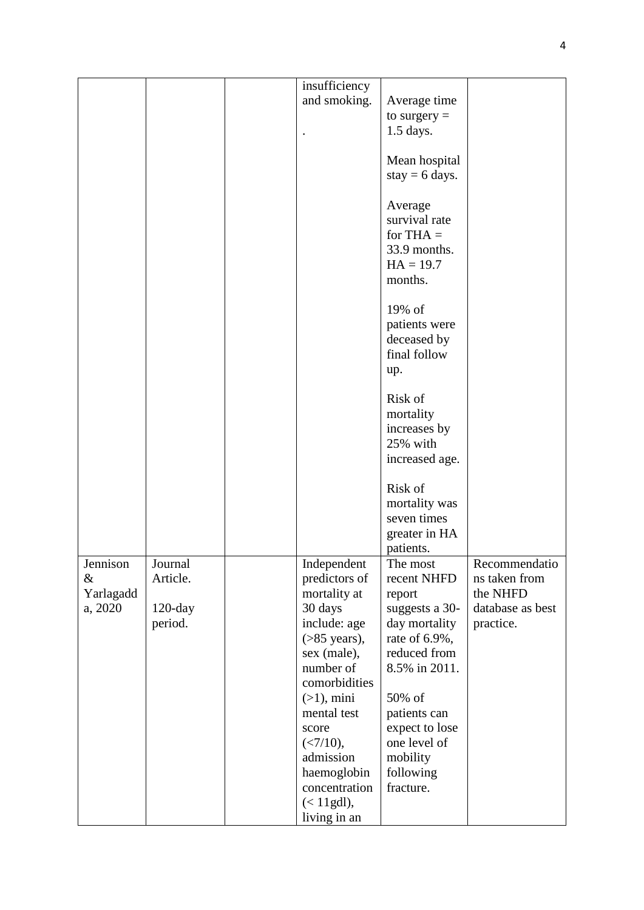|  |  |  |  |  |  |
|---|---|---|---|---|---|
|  |  |  | insufficiency and smoking.<br><br>. | Average time to surgery = 1.5 days.<br><br>Mean hospital stay = 6 days.<br><br>Average survival rate for THA = 33.9 months. HA = 19.7 months.<br><br>19% of patients were deceased by final follow up.<br><br>Risk of mortality increases by 25% with increased age.<br><br>Risk of mortality was seven times greater in HA patients. |  |
| Jennison & Yarlagadda, 2020 | Journal Article.<br><br>120-day period. |  | Independent predictors of mortality at 30 days include: age (>85 years), sex (male), number of comorbidities (>1), mini mental test score (<7/10), admission haemoglobin concentration (< 11gdl), living in an | The most recent NHFD report suggests a 30-day mortality rate of 6.9%, reduced from 8.5% in 2011.<br><br>50% of patients can expect to lose one level of mobility following fracture. | Recommendations taken from the NHFD database as best practice. |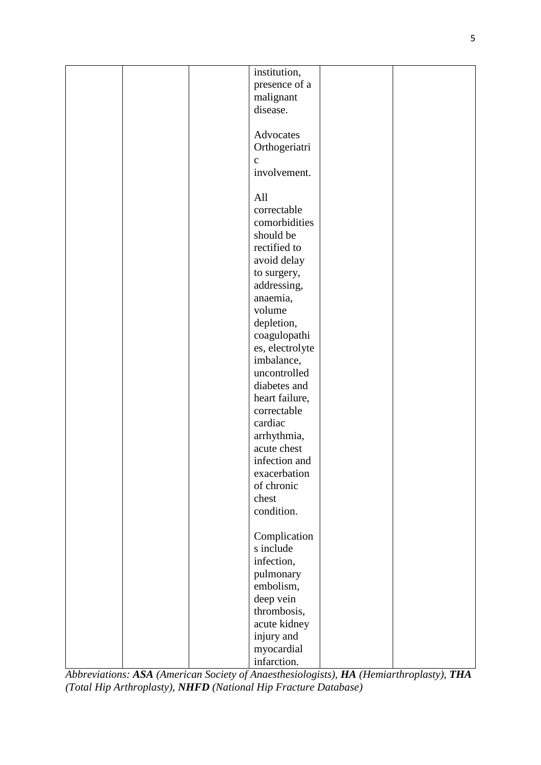| | | | institution, presence of a malignant disease.<br><br>Advocates Orthogeriatric involvement.<br><br>All correctable comorbidities should be rectified to avoid delay to surgery, addressing, anaemia, volume depletion, coagulopathies, electrolyte imbalance, uncontrolled diabetes and heart failure, correctable cardiac arrhythmia, acute chest infection and exacerbation of chronic chest condition.<br><br>Complications include infection, pulmonary embolism, deep vein thrombosis, acute kidney injury and myocardial infarction. | | |
|---|---|---|---|---|---|

*Abbreviations: **ASA** (American Society of Anaesthesiologists), **HA** (Hemiarthroplasty), **THA** (Total Hip Arthroplasty), **NHFD** (National Hip Fracture Database)*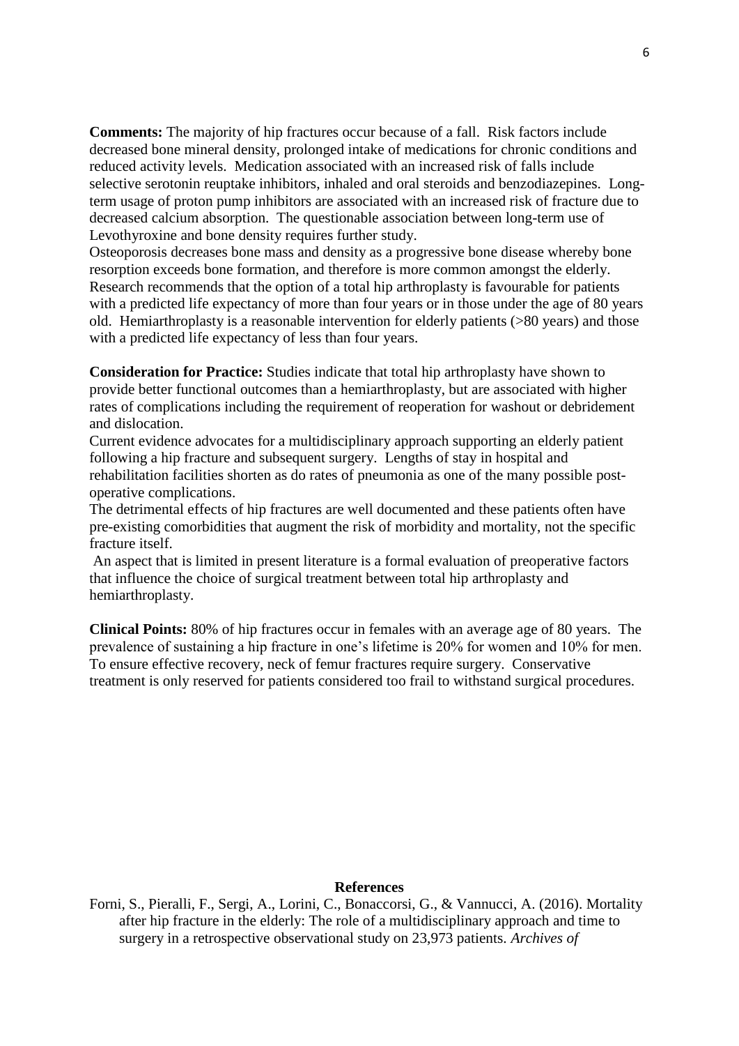**Comments:** The majority of hip fractures occur because of a fall. Risk factors include decreased bone mineral density, prolonged intake of medications for chronic conditions and reduced activity levels. Medication associated with an increased risk of falls include selective serotonin reuptake inhibitors, inhaled and oral steroids and benzodiazepines. Long-term usage of proton pump inhibitors are associated with an increased risk of fracture due to decreased calcium absorption. The questionable association between long-term use of Levothyroxine and bone density requires further study.
Osteoporosis decreases bone mass and density as a progressive bone disease whereby bone resorption exceeds bone formation, and therefore is more common amongst the elderly. Research recommends that the option of a total hip arthroplasty is favourable for patients with a predicted life expectancy of more than four years or in those under the age of 80 years old. Hemiarthroplasty is a reasonable intervention for elderly patients (>80 years) and those with a predicted life expectancy of less than four years.

**Consideration for Practice:** Studies indicate that total hip arthroplasty have shown to provide better functional outcomes than a hemiarthroplasty, but are associated with higher rates of complications including the requirement of reoperation for washout or debridement and dislocation.
Current evidence advocates for a multidisciplinary approach supporting an elderly patient following a hip fracture and subsequent surgery. Lengths of stay in hospital and rehabilitation facilities shorten as do rates of pneumonia as one of the many possible post-operative complications.
The detrimental effects of hip fractures are well documented and these patients often have pre-existing comorbidities that augment the risk of morbidity and mortality, not the specific fracture itself.
An aspect that is limited in present literature is a formal evaluation of preoperative factors that influence the choice of surgical treatment between total hip arthroplasty and hemiarthroplasty.

**Clinical Points:** 80% of hip fractures occur in females with an average age of 80 years. The prevalence of sustaining a hip fracture in one's lifetime is 20% for women and 10% for men. To ensure effective recovery, neck of femur fractures require surgery. Conservative treatment is only reserved for patients considered too frail to withstand surgical procedures.

**References**

Forni, S., Pieralli, F., Sergi, A., Lorini, C., Bonaccorsi, G., & Vannucci, A. (2016). Mortality after hip fracture in the elderly: The role of a multidisciplinary approach and time to surgery in a retrospective observational study on 23,973 patients. *Archives of*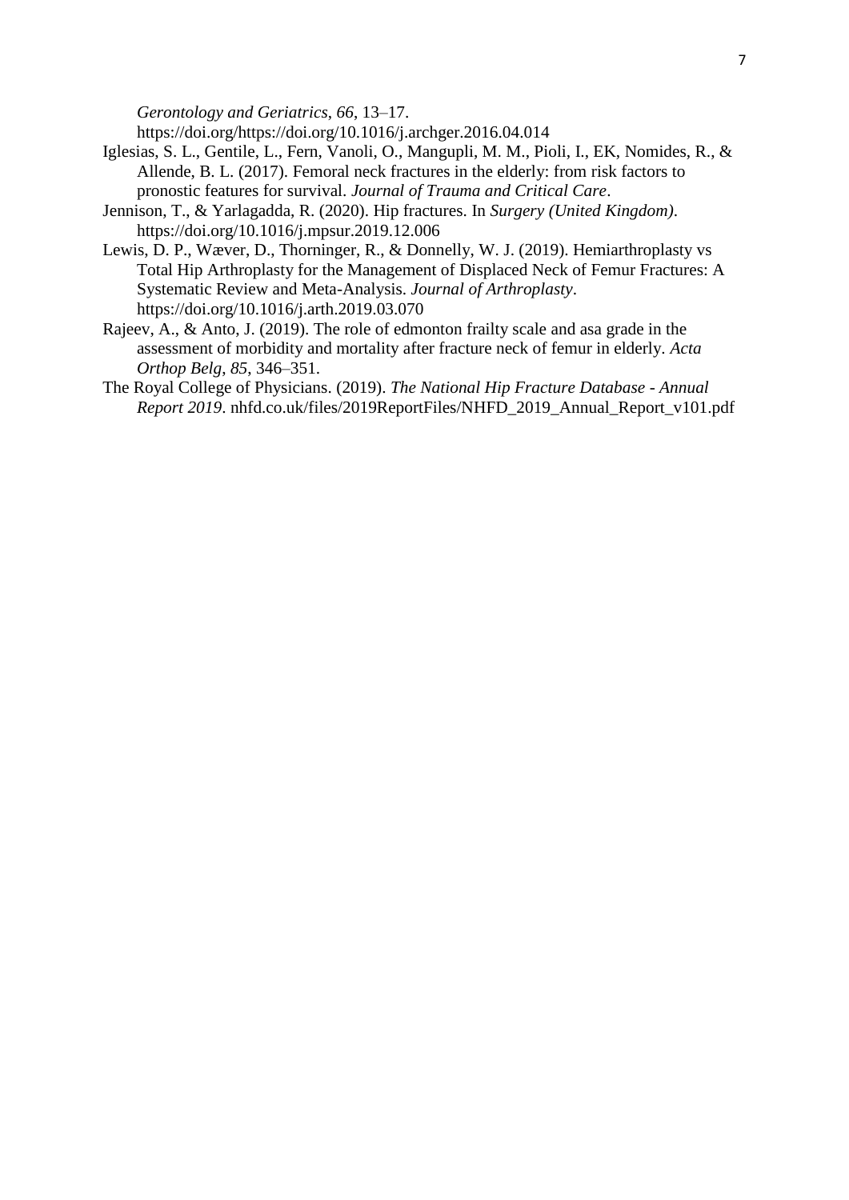*Gerontology and Geriatrics*, *66*, 13–17. https://doi.org/https://doi.org/10.1016/j.archger.2016.04.014

Iglesias, S. L., Gentile, L., Fern, Vanoli, O., Mangupli, M. M., Pioli, I., EK, Nomides, R., & Allende, B. L. (2017). Femoral neck fractures in the elderly: from risk factors to pronostic features for survival. *Journal of Trauma and Critical Care*.

Jennison, T., & Yarlagadda, R. (2020). Hip fractures. In *Surgery (United Kingdom)*. https://doi.org/10.1016/j.mpsur.2019.12.006

Lewis, D. P., Wæver, D., Thorninger, R., & Donnelly, W. J. (2019). Hemiarthroplasty vs Total Hip Arthroplasty for the Management of Displaced Neck of Femur Fractures: A Systematic Review and Meta-Analysis. *Journal of Arthroplasty*. https://doi.org/10.1016/j.arth.2019.03.070

Rajeev, A., & Anto, J. (2019). The role of edmonton frailty scale and asa grade in the assessment of morbidity and mortality after fracture neck of femur in elderly. *Acta Orthop Belg*, *85*, 346–351.

The Royal College of Physicians. (2019). *The National Hip Fracture Database - Annual Report 2019*. nhfd.co.uk/files/2019ReportFiles/NHFD_2019_Annual_Report_v101.pdf